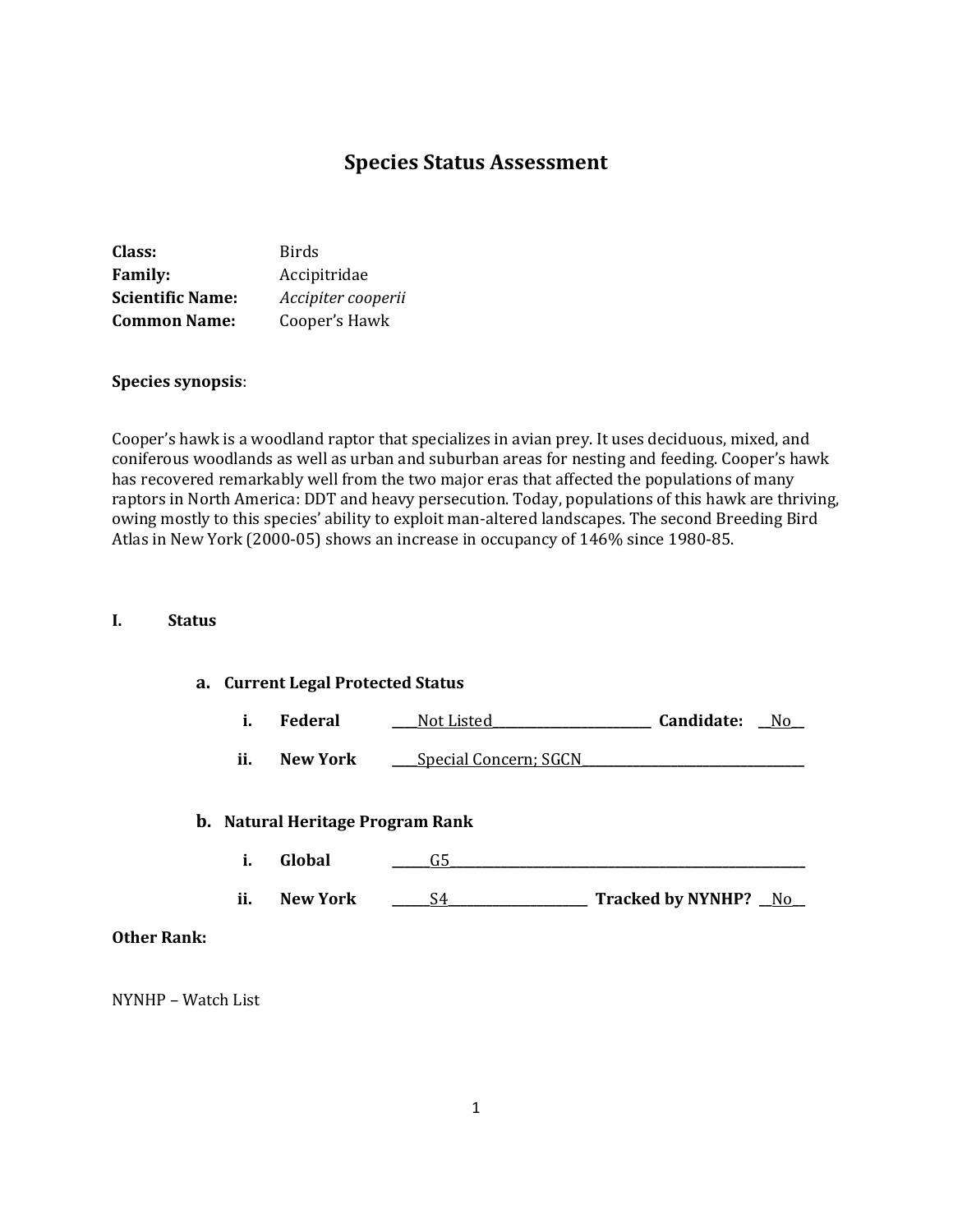# Species Status Assessment

**Class:** Birds
**Family:** Accipitridae
**Scientific Name:** *Accipiter cooperii*
**Common Name:** Cooper's Hawk

**Species synopsis**:

Cooper's hawk is a woodland raptor that specializes in avian prey. It uses deciduous, mixed, and coniferous woodlands as well as urban and suburban areas for nesting and feeding. Cooper's hawk has recovered remarkably well from the two major eras that affected the populations of many raptors in North America: DDT and heavy persecution. Today, populations of this hawk are thriving, owing mostly to this species' ability to exploit man-altered landscapes. The second Breeding Bird Atlas in New York (2000-05) shows an increase in occupancy of 146% since 1980-85.

## I. Status

### a. Current Legal Protected Status

i. **Federal** ____Not Listed____ **Candidate:** __No__

ii. **New York** ____Special Concern; SGCN____

### b. Natural Heritage Program Rank

i. **Global** ____G5____

ii. **New York** ____S4____ **Tracked by NYNHP?** __No__

**Other Rank:**

NYNHP – Watch List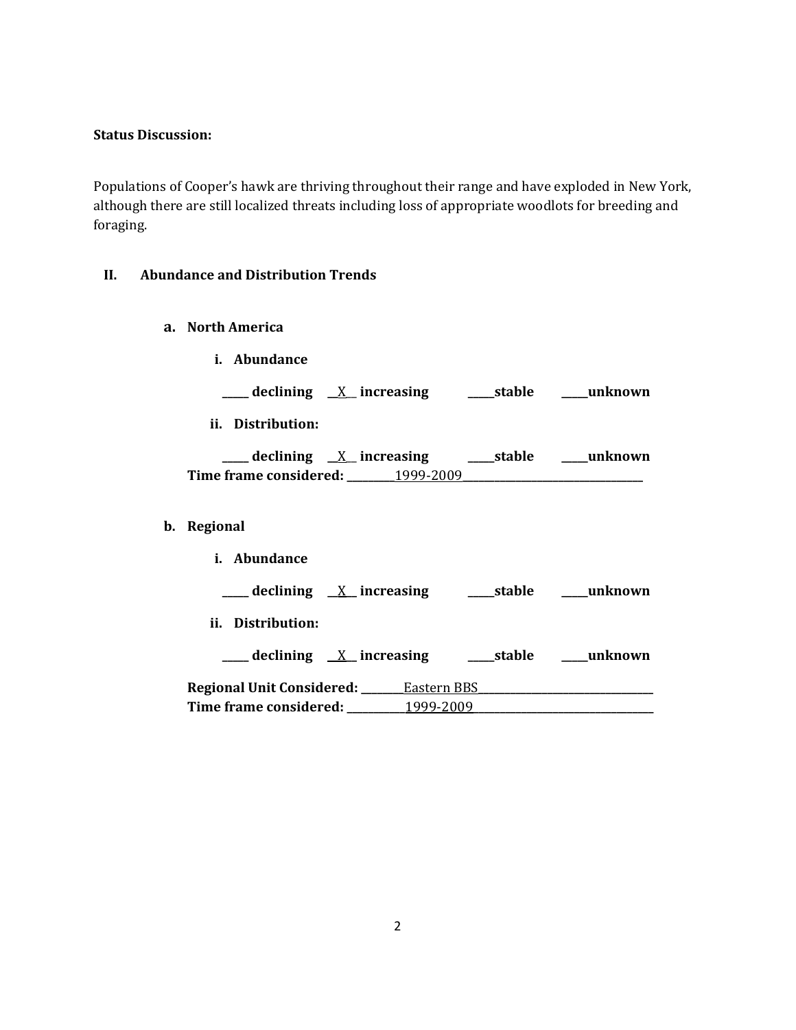**Status Discussion:**

Populations of Cooper's hawk are thriving throughout their range and have exploded in New York, although there are still localized threats including loss of appropriate woodlots for breeding and foraging.

## II. Abundance and Distribution Trends

### a. North America

**i. Abundance**

**_____ declining __X__ increasing _____stable _____unknown**

**ii. Distribution:**

**_____ declining __X__ increasing _____stable _____unknown**

**Time frame considered:** _________1999-2009_________________________________

### b. Regional

**i. Abundance**

**_____ declining __X__ increasing _____stable _____unknown**

**ii. Distribution:**

**_____ declining __X__ increasing _____stable _____unknown**

**Regional Unit Considered:** ________Eastern BBS________________________________

**Time frame considered:** ___________1999-2009________________________________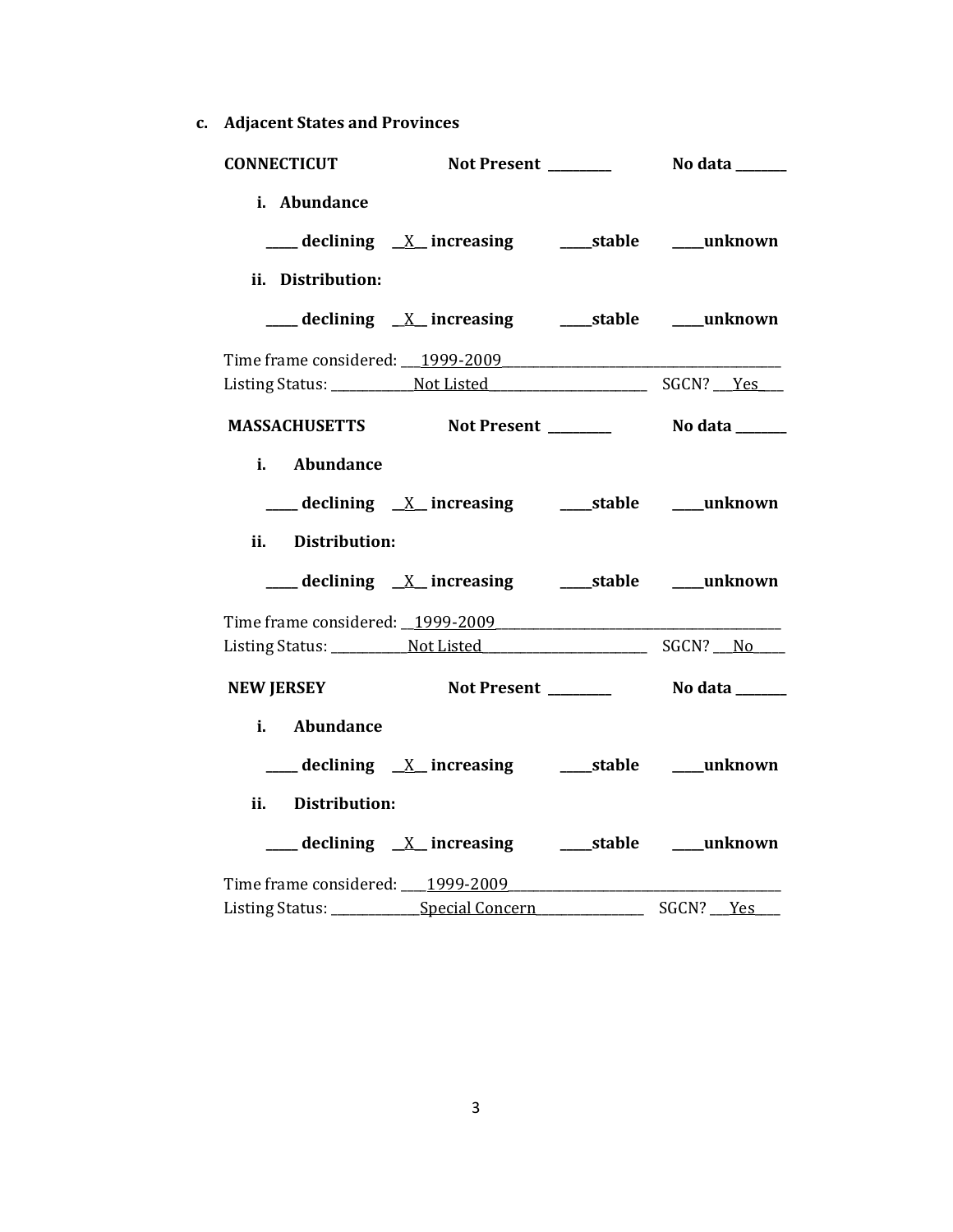**c. Adjacent States and Provinces**

**CONNECTICUT** **Not Present \_\_\_\_\_\_\_\_\_** **No data \_\_\_\_\_\_\_**

**i. Abundance**

\_\_\_\_\_ **declining** \_\_X\_\_ **increasing** \_\_\_\_\_**stable** \_\_\_\_\_**unknown**

**ii. Distribution:**

\_\_\_\_\_ **declining** \_\_X\_\_ **increasing** \_\_\_\_\_**stable** \_\_\_\_\_**unknown**

Time frame considered: \_\_\_1999-2009\_\_\_\_\_\_\_\_\_\_\_\_\_\_\_\_\_\_\_\_\_\_\_\_\_\_\_\_\_\_\_\_\_\_\_\_\_\_\_\_\_

Listing Status: \_\_\_\_\_\_\_\_\_\_\_\_\_Not Listed\_\_\_\_\_\_\_\_\_\_\_\_\_\_\_\_\_\_\_\_\_\_\_\_ SGCN? \_\_\_Yes\_\_\_\_

**MASSACHUSETTS** **Not Present \_\_\_\_\_\_\_\_\_** **No data \_\_\_\_\_\_\_**

**i. Abundance**

\_\_\_\_\_ **declining** \_\_X\_\_ **increasing** \_\_\_\_\_**stable** \_\_\_\_\_**unknown**

**ii. Distribution:**

\_\_\_\_\_ **declining** \_\_X\_\_ **increasing** \_\_\_\_\_**stable** \_\_\_\_\_**unknown**

Time frame considered: \_\_1999-2009\_\_\_\_\_\_\_\_\_\_\_\_\_\_\_\_\_\_\_\_\_\_\_\_\_\_\_\_\_\_\_\_\_\_\_\_\_\_\_\_\_

Listing Status: \_\_\_\_\_\_\_\_\_\_\_\_Not Listed\_\_\_\_\_\_\_\_\_\_\_\_\_\_\_\_\_\_\_\_\_\_\_\_\_\_ SGCN? \_\_\_No\_\_\_\_\_

**NEW JERSEY** **Not Present \_\_\_\_\_\_\_\_\_** **No data \_\_\_\_\_\_\_**

**i. Abundance**

\_\_\_\_\_ **declining** \_\_X\_\_ **increasing** \_\_\_\_\_**stable** \_\_\_\_\_**unknown**

**ii. Distribution:**

\_\_\_\_\_ **declining** \_\_X\_\_ **increasing** \_\_\_\_\_**stable** \_\_\_\_\_**unknown**

Time frame considered: \_\_\_\_1999-2009\_\_\_\_\_\_\_\_\_\_\_\_\_\_\_\_\_\_\_\_\_\_\_\_\_\_\_\_\_\_\_\_\_\_\_\_\_\_\_\_\_

Listing Status: \_\_\_\_\_\_\_\_\_\_\_\_\_\_Special Concern\_\_\_\_\_\_\_\_\_\_\_\_\_\_\_\_\_ SGCN? \_\_\_Yes\_\_\_\_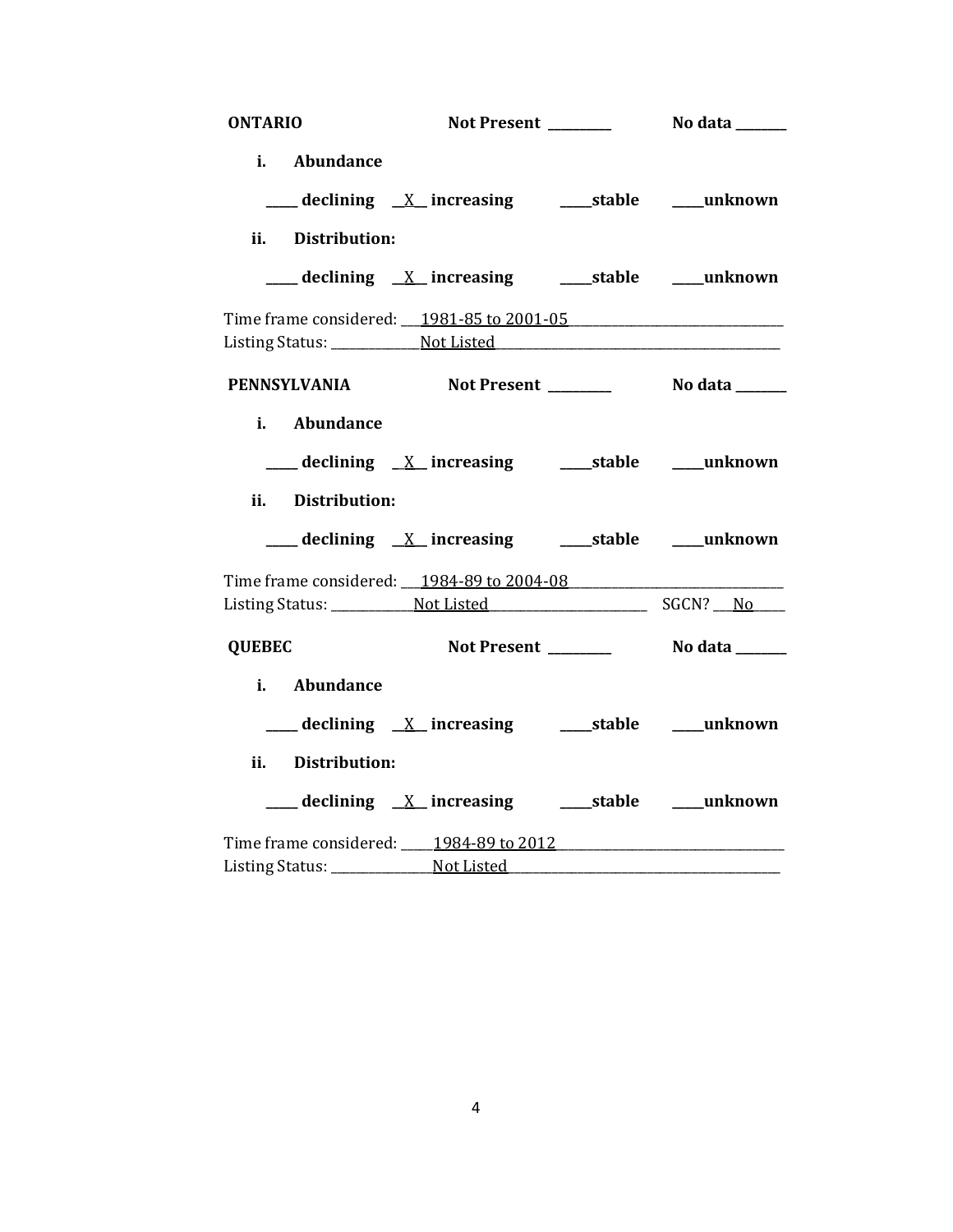**ONTARIO** **Not Present \_\_\_\_\_\_\_\_\_** **No data \_\_\_\_\_\_\_**

**i. Abundance**

**\_\_\_\_\_ declining \_\_X\_\_ increasing \_\_\_\_\_stable \_\_\_\_\_unknown**

**ii. Distribution:**

**\_\_\_\_\_ declining \_\_X\_\_ increasing \_\_\_\_\_stable \_\_\_\_\_unknown**

Time frame considered: 1981-85 to 2001-05

Listing Status: Not Listed

**PENNSYLVANIA** **Not Present \_\_\_\_\_\_\_\_\_** **No data \_\_\_\_\_\_\_**

**i. Abundance**

**\_\_\_\_\_ declining \_\_X\_\_ increasing \_\_\_\_\_stable \_\_\_\_\_unknown**

**ii. Distribution:**

**\_\_\_\_\_ declining \_\_X\_\_ increasing \_\_\_\_\_stable \_\_\_\_\_unknown**

Time frame considered: 1984-89 to 2004-08

Listing Status: Not Listed SGCN? No

**QUEBEC** **Not Present \_\_\_\_\_\_\_\_\_** **No data \_\_\_\_\_\_\_**

**i. Abundance**

**\_\_\_\_\_ declining \_\_X\_\_ increasing \_\_\_\_\_stable \_\_\_\_\_unknown**

**ii. Distribution:**

**\_\_\_\_\_ declining \_\_X\_\_ increasing \_\_\_\_\_stable \_\_\_\_\_unknown**

Time frame considered: 1984-89 to 2012

Listing Status: Not Listed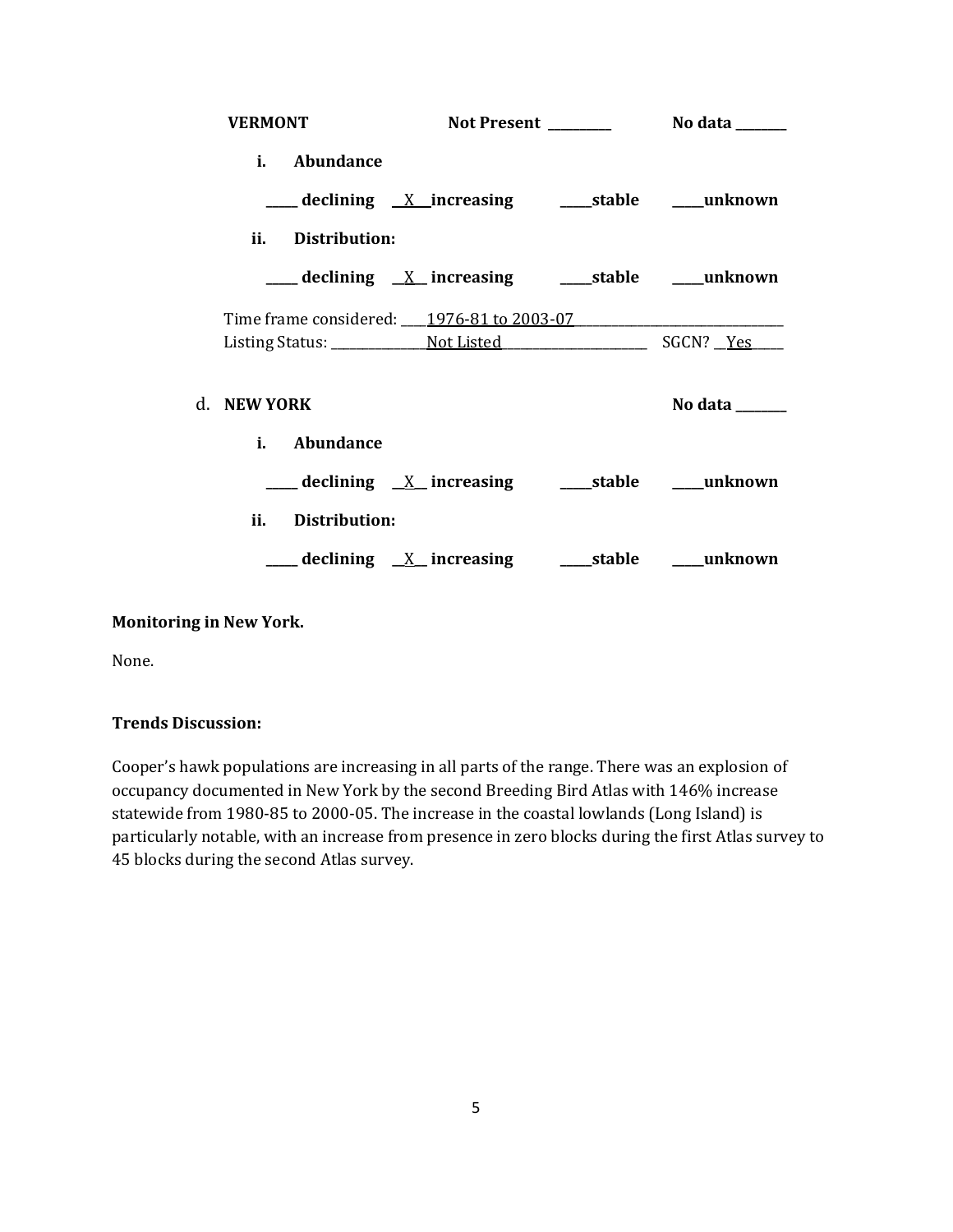**VERMONT** **Not Present** _________ **No data** _______

**i. Abundance**

_____ **declining** __X__ **increasing** _____ **stable** _____ **unknown**

**ii. Distribution:**

_____ **declining** __X__ **increasing** _____ **stable** _____ **unknown**

Time frame considered: ____1976-81 to 2003-07________________________________

Listing Status: ______________Not Listed______________________ SGCN? __Yes_____

d. **NEW YORK** **No data** _______

**i. Abundance**

_____ **declining** __X__ **increasing** _____ **stable** _____ **unknown**

**ii. Distribution:**

_____ **declining** __X__ **increasing** _____ **stable** _____ **unknown**

**Monitoring in New York.**

None.

**Trends Discussion:**

Cooper's hawk populations are increasing in all parts of the range. There was an explosion of occupancy documented in New York by the second Breeding Bird Atlas with 146% increase statewide from 1980-85 to 2000-05. The increase in the coastal lowlands (Long Island) is particularly notable, with an increase from presence in zero blocks during the first Atlas survey to 45 blocks during the second Atlas survey.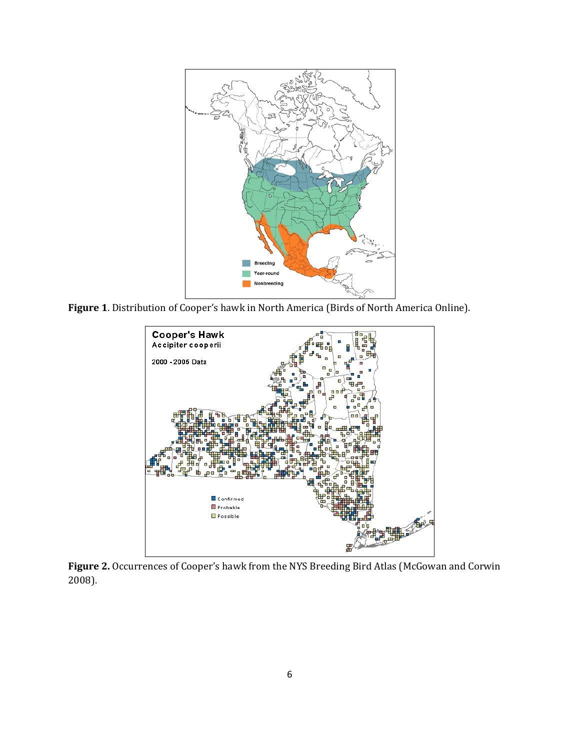**Figure 1**. Distribution of Cooper's hawk in North America (Birds of North America Online).

**Figure 2.** Occurrences of Cooper's hawk from the NYS Breeding Bird Atlas (McGowan and Corwin 2008).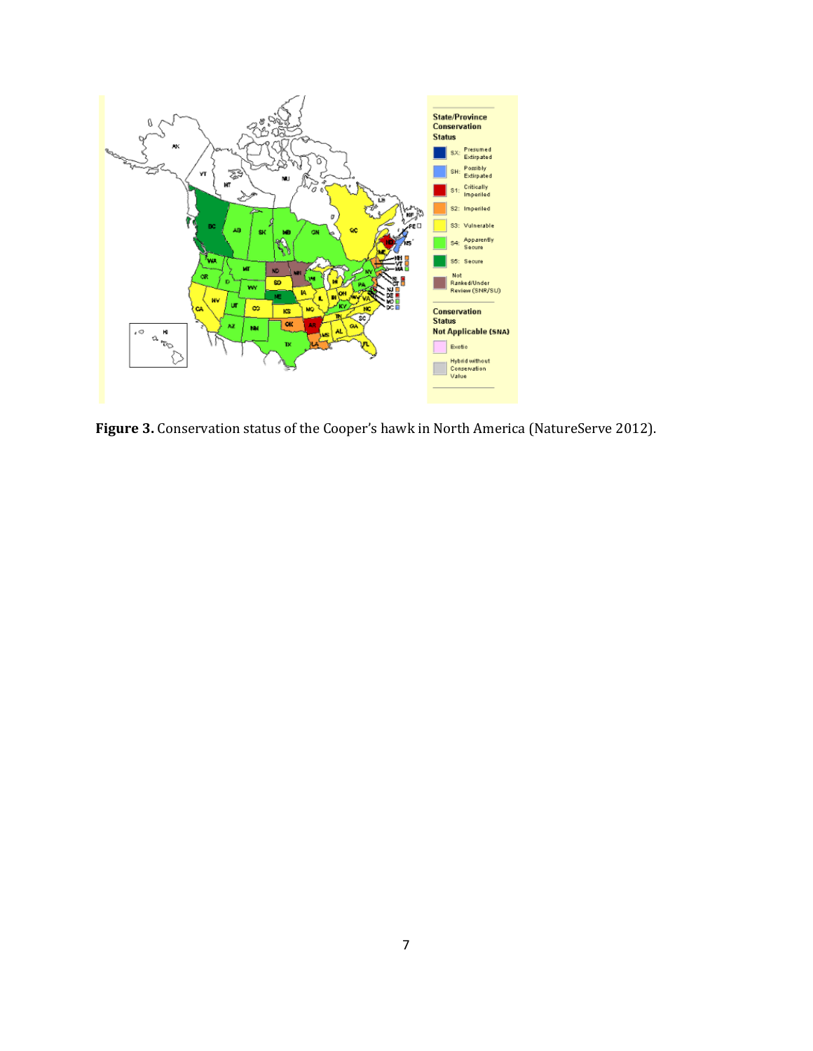**Figure 3.** Conservation status of the Cooper's hawk in North America (NatureServe 2012).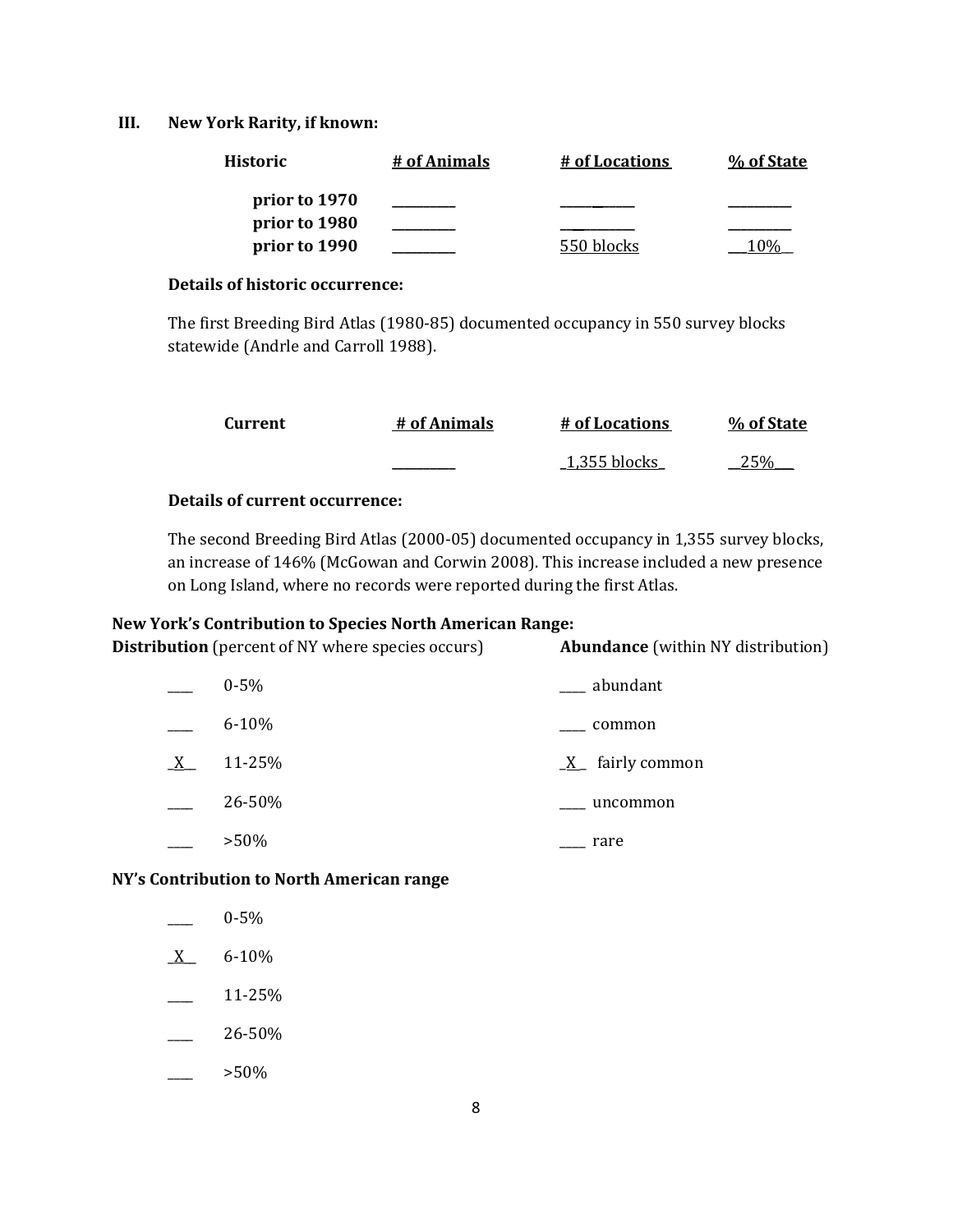## III. New York Rarity, if known:

| Historic | # of Animals | # of Locations | % of State |
|---|---|---|---|
| prior to 1970 | _________ | _________ | _________ |
| prior to 1980 | _________ | _________ | _________ |
| prior to 1990 | _________ | 550 blocks | 10% |

**Details of historic occurrence:**

The first Breeding Bird Atlas (1980-85) documented occupancy in 550 survey blocks statewide (Andrle and Carroll 1988).

| Current | # of Animals | # of Locations | % of State |
|---|---|---|---|
| | _________ | 1,355 blocks | 25% |

**Details of current occurrence:**

The second Breeding Bird Atlas (2000-05) documented occupancy in 1,355 survey blocks, an increase of 146% (McGowan and Corwin 2008). This increase included a new presence on Long Island, where no records were reported during the first Atlas.

**New York's Contribution to Species North American Range:**

| **Distribution** (percent of NY where species occurs) | | **Abundance** (within NY distribution) |
|---|---|---|
| ____ | 0-5% | ____ abundant |
| ____ | 6-10% | ____ common |
| X | 11-25% | X fairly common |
| ____ | 26-50% | ____ uncommon |
| ____ | >50% | ____ rare |

**NY's Contribution to North American range**

- ____ 0-5%
- X 6-10%
- ____ 11-25%
- ____ 26-50%
- ____ >50%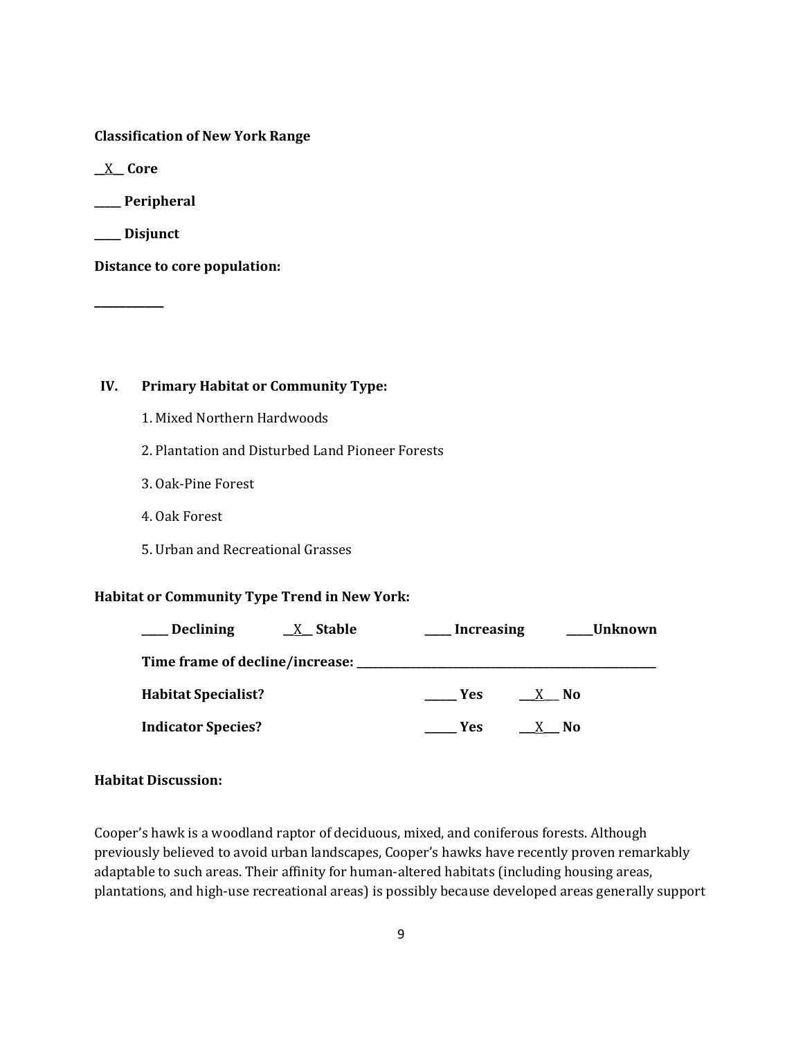**Classification of New York Range**

__X__ **Core**

_____ **Peripheral**

_____ **Disjunct**

**Distance to core population:**

_____________

## IV. Primary Habitat or Community Type:

1. Mixed Northern Hardwoods
2. Plantation and Disturbed Land Pioneer Forests
3. Oak-Pine Forest
4. Oak Forest
5. Urban and Recreational Grasses

**Habitat or Community Type Trend in New York:**

_____ **Declining** __X__ **Stable** _____ **Increasing** _____**Unknown**

**Time frame of decline/increase:** _______________________________________________

**Habitat Specialist?** ______ **Yes** ___X___ **No**

**Indicator Species?** ______ **Yes** ___X___ **No**

**Habitat Discussion:**

Cooper's hawk is a woodland raptor of deciduous, mixed, and coniferous forests. Although previously believed to avoid urban landscapes, Cooper's hawks have recently proven remarkably adaptable to such areas. Their affinity for human-altered habitats (including housing areas, plantations, and high-use recreational areas) is possibly because developed areas generally support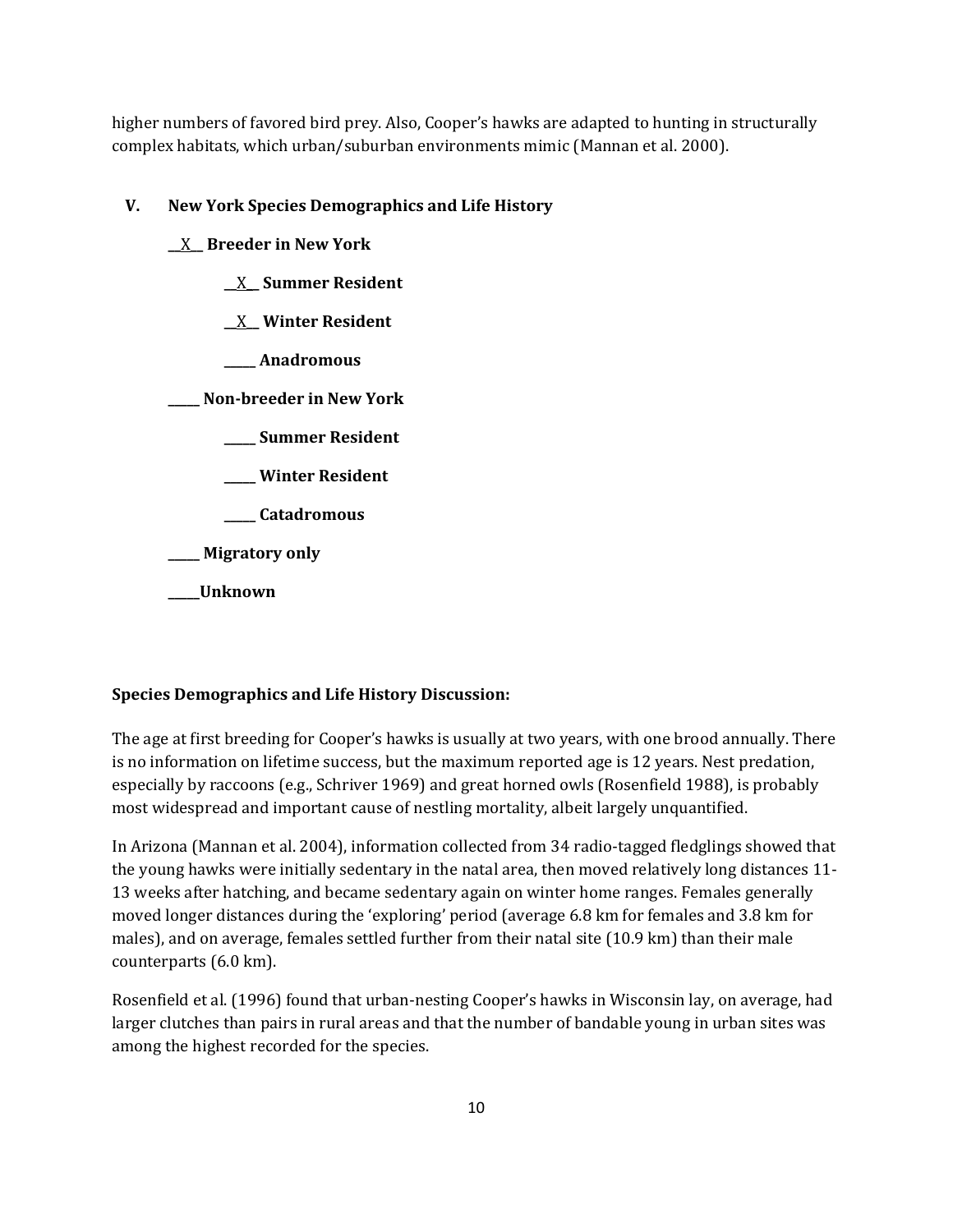higher numbers of favored bird prey. Also, Cooper's hawks are adapted to hunting in structurally complex habitats, which urban/suburban environments mimic (Mannan et al. 2000).

## V. New York Species Demographics and Life History

**\_\_X\_\_ Breeder in New York**

- **\_\_X\_\_ Summer Resident**
- **\_\_X\_\_ Winter Resident**
- **\_\_\_\_\_ Anadromous**

**\_\_\_\_\_ Non-breeder in New York**

- **\_\_\_\_\_ Summer Resident**
- **\_\_\_\_\_ Winter Resident**
- **\_\_\_\_\_ Catadromous**

**\_\_\_\_\_ Migratory only**

**\_\_\_\_\_Unknown**

**Species Demographics and Life History Discussion:**

The age at first breeding for Cooper's hawks is usually at two years, with one brood annually. There is no information on lifetime success, but the maximum reported age is 12 years. Nest predation, especially by raccoons (e.g., Schriver 1969) and great horned owls (Rosenfield 1988), is probably most widespread and important cause of nestling mortality, albeit largely unquantified.

In Arizona (Mannan et al. 2004), information collected from 34 radio-tagged fledglings showed that the young hawks were initially sedentary in the natal area, then moved relatively long distances 11-13 weeks after hatching, and became sedentary again on winter home ranges. Females generally moved longer distances during the 'exploring' period (average 6.8 km for females and 3.8 km for males), and on average, females settled further from their natal site (10.9 km) than their male counterparts (6.0 km).

Rosenfield et al. (1996) found that urban-nesting Cooper's hawks in Wisconsin lay, on average, had larger clutches than pairs in rural areas and that the number of bandable young in urban sites was among the highest recorded for the species.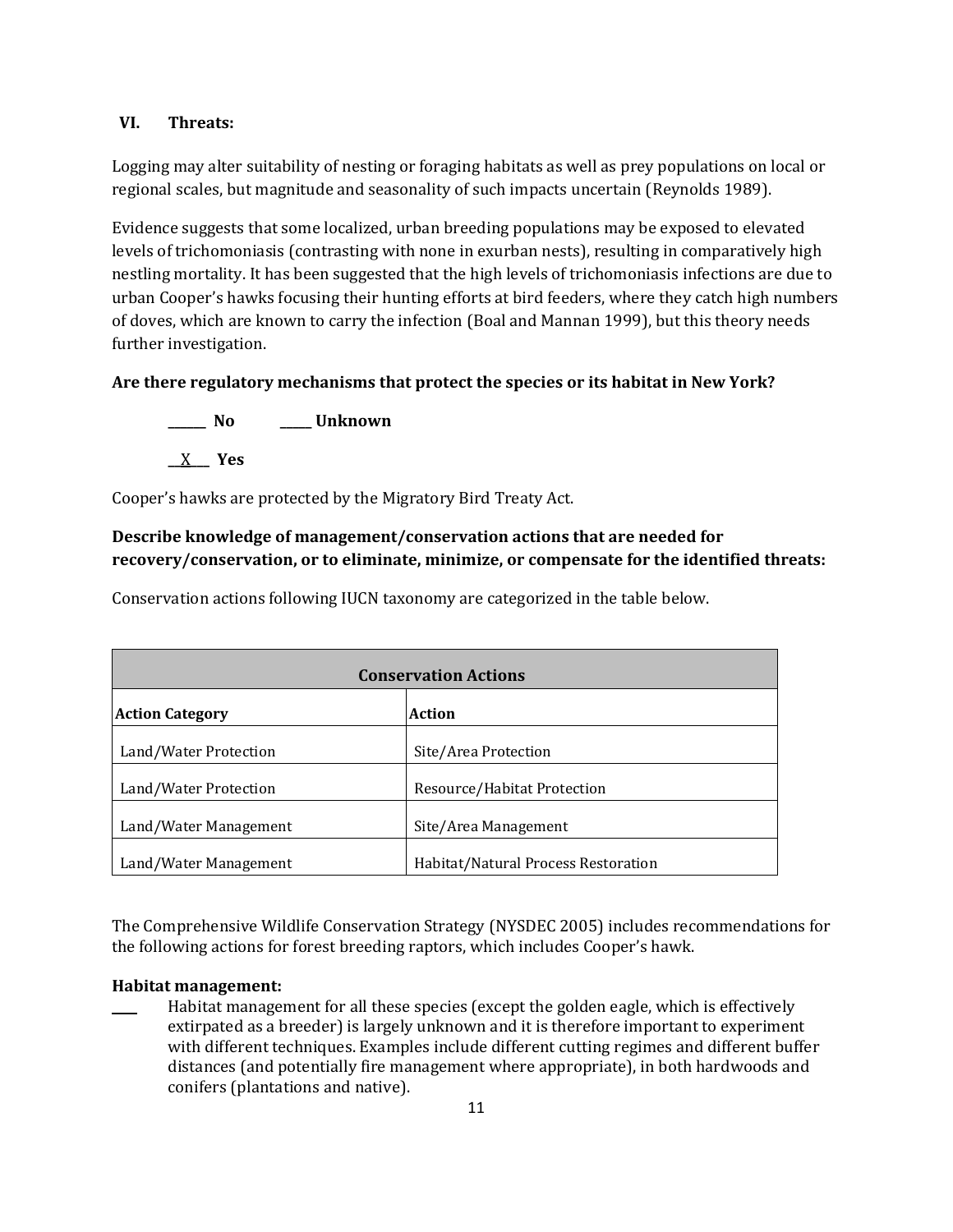## VI. Threats:

Logging may alter suitability of nesting or foraging habitats as well as prey populations on local or regional scales, but magnitude and seasonality of such impacts uncertain (Reynolds 1989).

Evidence suggests that some localized, urban breeding populations may be exposed to elevated levels of trichomoniasis (contrasting with none in exurban nests), resulting in comparatively high nestling mortality. It has been suggested that the high levels of trichomoniasis infections are due to urban Cooper's hawks focusing their hunting efforts at bird feeders, where they catch high numbers of doves, which are known to carry the infection (Boal and Mannan 1999), but this theory needs further investigation.

**Are there regulatory mechanisms that protect the species or its habitat in New York?**

**______ No ______ Unknown**

**__X__ Yes**

Cooper's hawks are protected by the Migratory Bird Treaty Act.

**Describe knowledge of management/conservation actions that are needed for recovery/conservation, or to eliminate, minimize, or compensate for the identified threats:**

Conservation actions following IUCN taxonomy are categorized in the table below.

| Conservation Actions | |
|---|---|
| **Action Category** | **Action** |
| Land/Water Protection | Site/Area Protection |
| Land/Water Protection | Resource/Habitat Protection |
| Land/Water Management | Site/Area Management |
| Land/Water Management | Habitat/Natural Process Restoration |

The Comprehensive Wildlife Conservation Strategy (NYSDEC 2005) includes recommendations for the following actions for forest breeding raptors, which includes Cooper's hawk.

**Habitat management:**

____ Habitat management for all these species (except the golden eagle, which is effectively extirpated as a breeder) is largely unknown and it is therefore important to experiment with different techniques. Examples include different cutting regimes and different buffer distances (and potentially fire management where appropriate), in both hardwoods and conifers (plantations and native).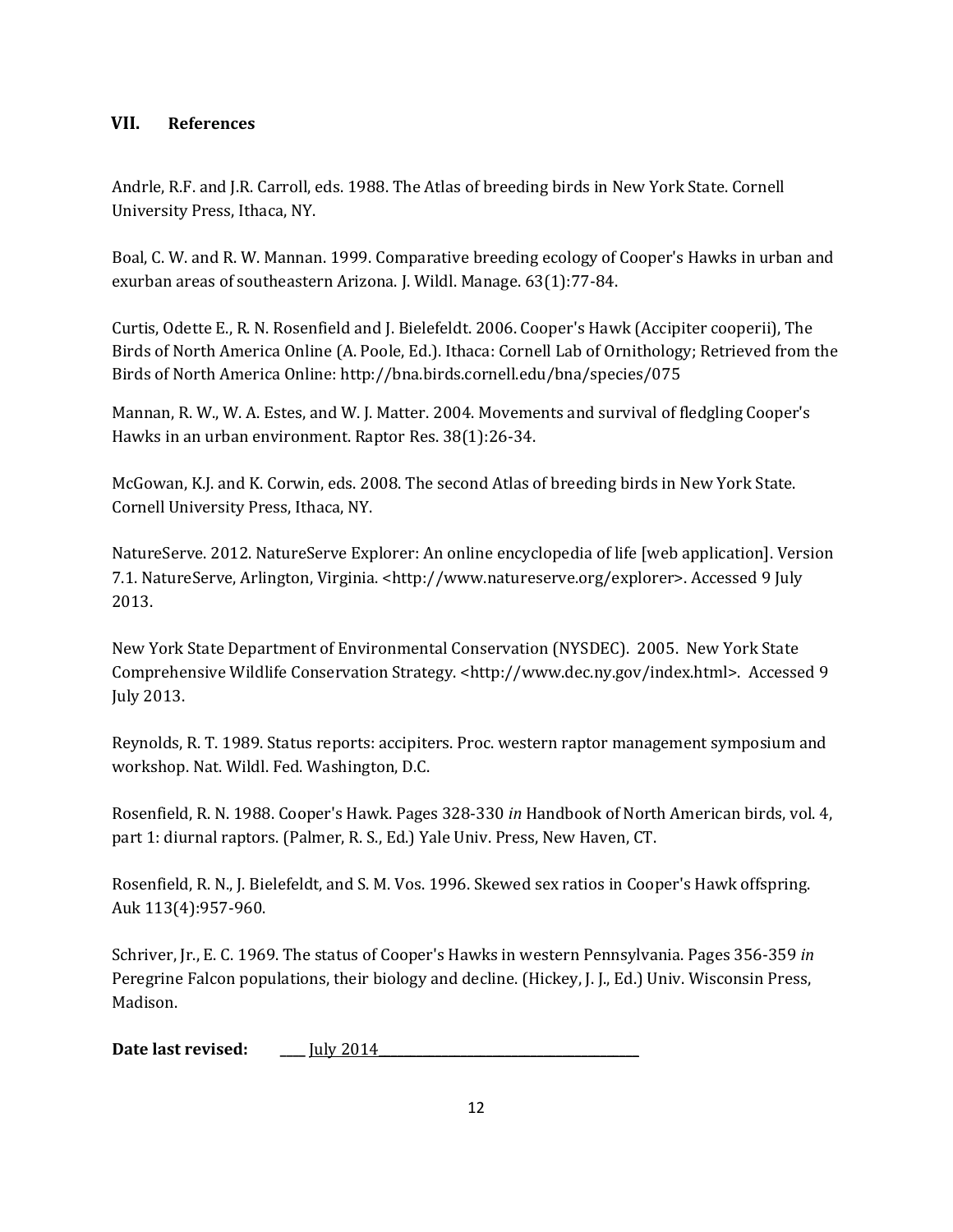## VII. References

Andrle, R.F. and J.R. Carroll, eds. 1988. The Atlas of breeding birds in New York State. Cornell University Press, Ithaca, NY.

Boal, C. W. and R. W. Mannan. 1999. Comparative breeding ecology of Cooper's Hawks in urban and exurban areas of southeastern Arizona. J. Wildl. Manage. 63(1):77-84.

Curtis, Odette E., R. N. Rosenfield and J. Bielefeldt. 2006. Cooper's Hawk (Accipiter cooperii), The Birds of North America Online (A. Poole, Ed.). Ithaca: Cornell Lab of Ornithology; Retrieved from the Birds of North America Online: http://bna.birds.cornell.edu/bna/species/075

Mannan, R. W., W. A. Estes, and W. J. Matter. 2004. Movements and survival of fledgling Cooper's Hawks in an urban environment. Raptor Res. 38(1):26-34.

McGowan, K.J. and K. Corwin, eds. 2008. The second Atlas of breeding birds in New York State. Cornell University Press, Ithaca, NY.

NatureServe. 2012. NatureServe Explorer: An online encyclopedia of life [web application]. Version 7.1. NatureServe, Arlington, Virginia. <http://www.natureserve.org/explorer>. Accessed 9 July 2013.

New York State Department of Environmental Conservation (NYSDEC). 2005. New York State Comprehensive Wildlife Conservation Strategy. <http://www.dec.ny.gov/index.html>. Accessed 9 July 2013.

Reynolds, R. T. 1989. Status reports: accipiters. Proc. western raptor management symposium and workshop. Nat. Wildl. Fed. Washington, D.C.

Rosenfield, R. N. 1988. Cooper's Hawk. Pages 328-330 *in* Handbook of North American birds, vol. 4, part 1: diurnal raptors. (Palmer, R. S., Ed.) Yale Univ. Press, New Haven, CT.

Rosenfield, R. N., J. Bielefeldt, and S. M. Vos. 1996. Skewed sex ratios in Cooper's Hawk offspring. Auk 113(4):957-960.

Schriver, Jr., E. C. 1969. The status of Cooper's Hawks in western Pennsylvania. Pages 356-359 *in* Peregrine Falcon populations, their biology and decline. (Hickey, J. J., Ed.) Univ. Wisconsin Press, Madison.

**Date last revised:** July 2014